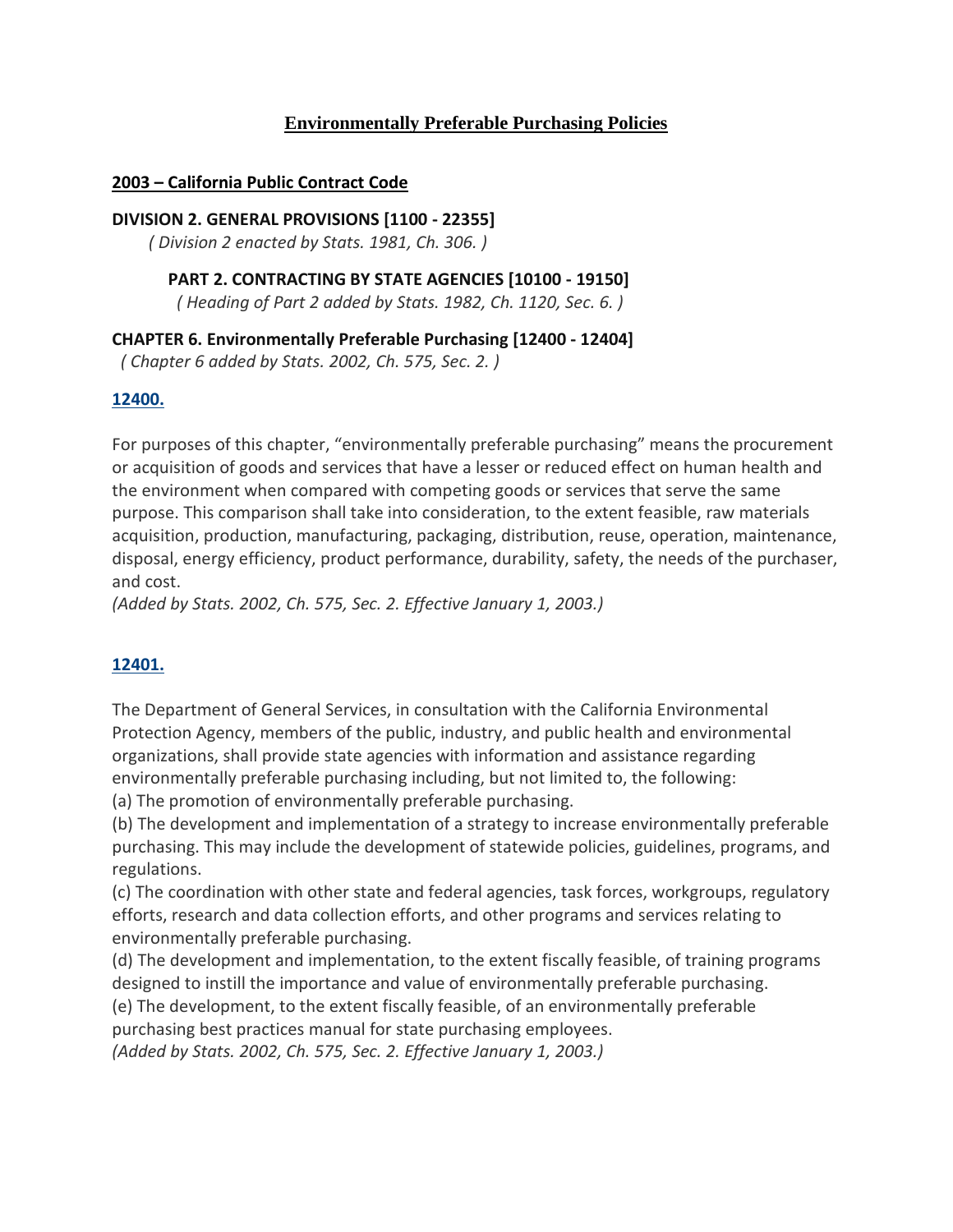# Environmentally Preferable Purchasing Policies

## 2003 – California Public Contract Code

### DIVISION 2. GENERAL PROVISIONS [1100 - 22355]

*( Division 2 enacted by Stats. 1981, Ch. 306. )*

#### PART 2. CONTRACTING BY STATE AGENCIES [10100 - 19150]

*( Heading of Part 2 added by Stats. 1982, Ch. 1120, Sec. 6. )*

### CHAPTER 6. Environmentally Preferable Purchasing [12400 - 12404]

*( Chapter 6 added by Stats. 2002, Ch. 575, Sec. 2. )*

**12400.**

For purposes of this chapter, "environmentally preferable purchasing" means the procurement or acquisition of goods and services that have a lesser or reduced effect on human health and the environment when compared with competing goods or services that serve the same purpose. This comparison shall take into consideration, to the extent feasible, raw materials acquisition, production, manufacturing, packaging, distribution, reuse, operation, maintenance, disposal, energy efficiency, product performance, durability, safety, the needs of the purchaser, and cost.

*(Added by Stats. 2002, Ch. 575, Sec. 2. Effective January 1, 2003.)*

**12401.**

The Department of General Services, in consultation with the California Environmental Protection Agency, members of the public, industry, and public health and environmental organizations, shall provide state agencies with information and assistance regarding environmentally preferable purchasing including, but not limited to, the following:

(a) The promotion of environmentally preferable purchasing.

(b) The development and implementation of a strategy to increase environmentally preferable purchasing. This may include the development of statewide policies, guidelines, programs, and regulations.

(c) The coordination with other state and federal agencies, task forces, workgroups, regulatory efforts, research and data collection efforts, and other programs and services relating to environmentally preferable purchasing.

(d) The development and implementation, to the extent fiscally feasible, of training programs designed to instill the importance and value of environmentally preferable purchasing.

(e) The development, to the extent fiscally feasible, of an environmentally preferable purchasing best practices manual for state purchasing employees.

*(Added by Stats. 2002, Ch. 575, Sec. 2. Effective January 1, 2003.)*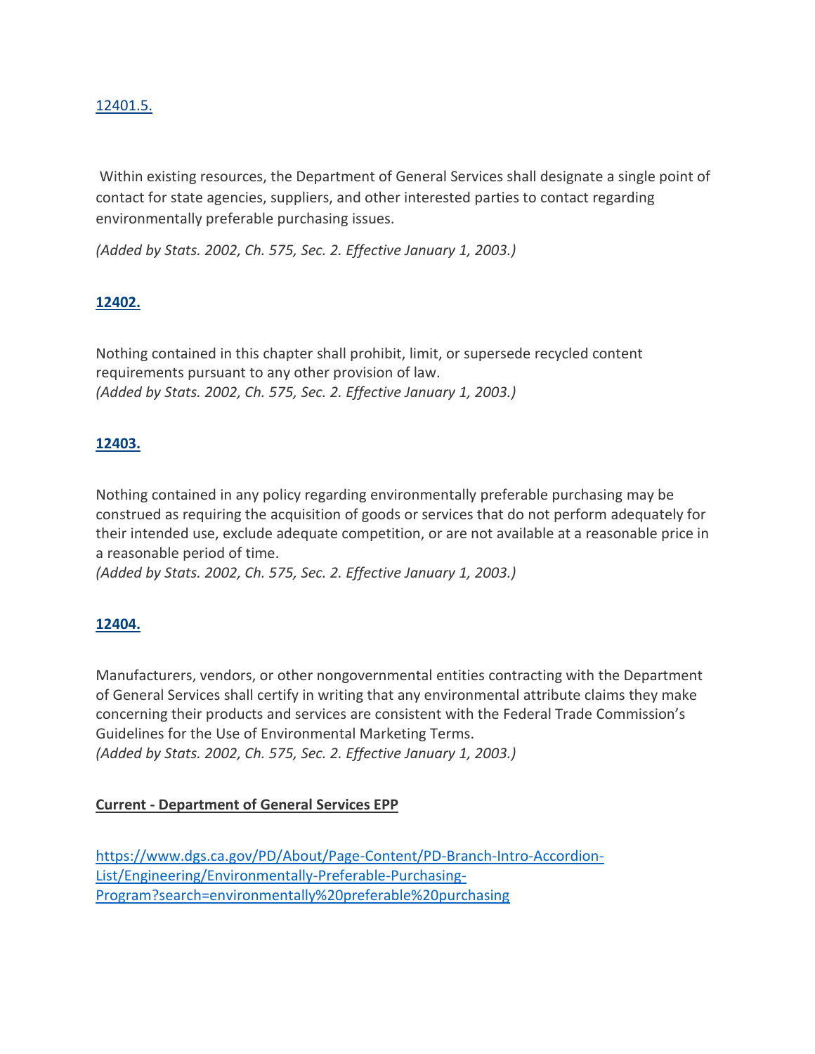[12401.5.](#)

Within existing resources, the Department of General Services shall designate a single point of contact for state agencies, suppliers, and other interested parties to contact regarding environmentally preferable purchasing issues.

*(Added by Stats. 2002, Ch. 575, Sec. 2. Effective January 1, 2003.)*

**[12402.](#)**

Nothing contained in this chapter shall prohibit, limit, or supersede recycled content requirements pursuant to any other provision of law.
*(Added by Stats. 2002, Ch. 575, Sec. 2. Effective January 1, 2003.)*

**[12403.](#)**

Nothing contained in any policy regarding environmentally preferable purchasing may be construed as requiring the acquisition of goods or services that do not perform adequately for their intended use, exclude adequate competition, or are not available at a reasonable price in a reasonable period of time.
*(Added by Stats. 2002, Ch. 575, Sec. 2. Effective January 1, 2003.)*

**[12404.](#)**

Manufacturers, vendors, or other nongovernmental entities contracting with the Department of General Services shall certify in writing that any environmental attribute claims they make concerning their products and services are consistent with the Federal Trade Commission's Guidelines for the Use of Environmental Marketing Terms.
*(Added by Stats. 2002, Ch. 575, Sec. 2. Effective January 1, 2003.)*

**Current - Department of General Services EPP**

[https://www.dgs.ca.gov/PD/About/Page-Content/PD-Branch-Intro-Accordion-List/Engineering/Environmentally-Preferable-Purchasing-Program?search=environmentally%20preferable%20purchasing](https://www.dgs.ca.gov/PD/About/Page-Content/PD-Branch-Intro-Accordion-List/Engineering/Environmentally-Preferable-Purchasing-Program?search=environmentally%20preferable%20purchasing)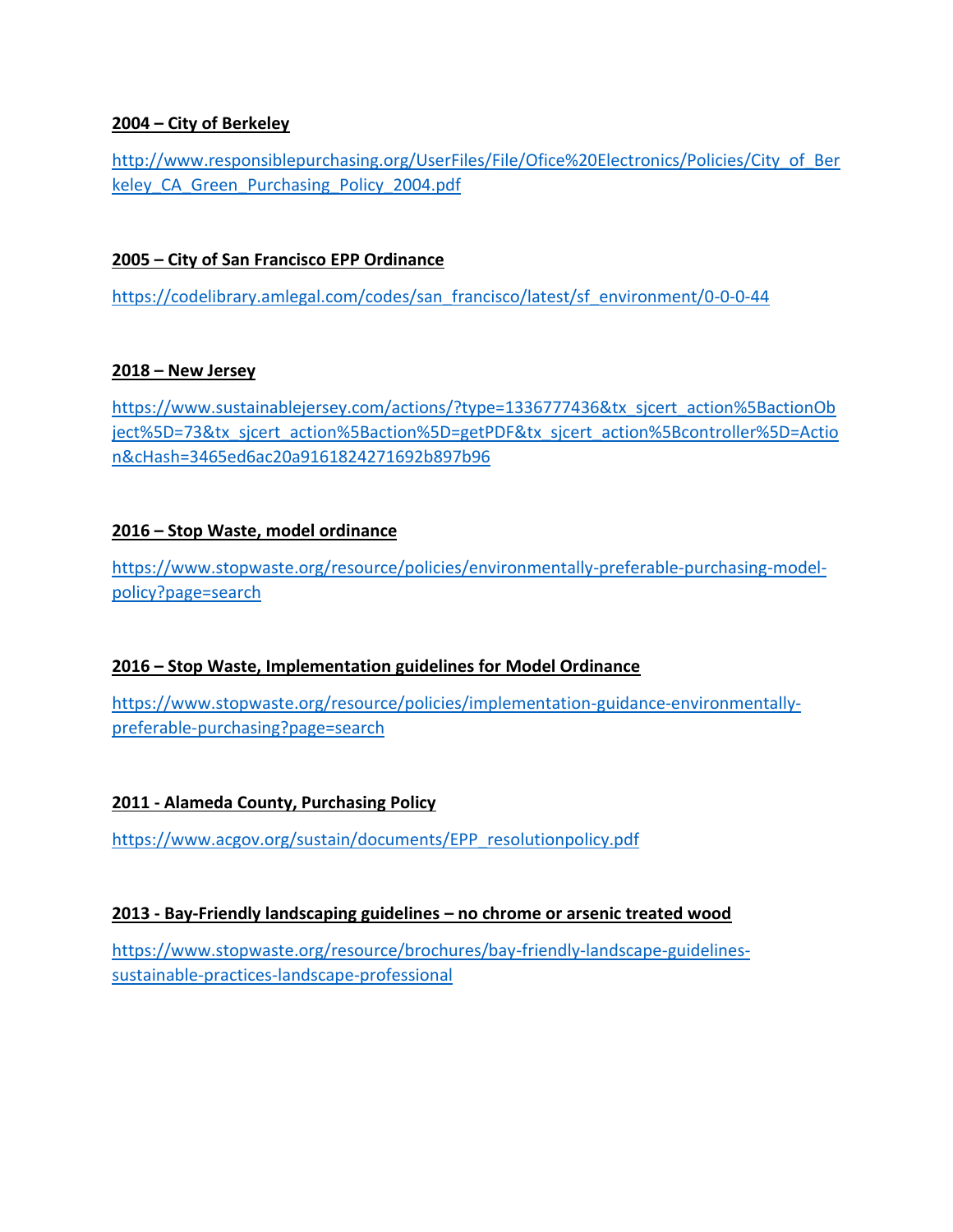**2004 – City of Berkeley**

http://www.responsiblepurchasing.org/UserFiles/File/Ofice%20Electronics/Policies/City_of_Berkeley_CA_Green_Purchasing_Policy_2004.pdf

**2005 – City of San Francisco EPP Ordinance**

https://codelibrary.amlegal.com/codes/san_francisco/latest/sf_environment/0-0-0-44

**2018 – New Jersey**

https://www.sustainablejersey.com/actions/?type=1336777436&tx_sjcert_action%5BactionObject%5D=73&tx_sjcert_action%5Baction%5D=getPDF&tx_sjcert_action%5Bcontroller%5D=Action&cHash=3465ed6ac20a9161824271692b897b96

**2016 – Stop Waste, model ordinance**

https://www.stopwaste.org/resource/policies/environmentally-preferable-purchasing-model-policy?page=search

**2016 – Stop Waste, Implementation guidelines for Model Ordinance**

https://www.stopwaste.org/resource/policies/implementation-guidance-environmentally-preferable-purchasing?page=search

**2011 - Alameda County, Purchasing Policy**

https://www.acgov.org/sustain/documents/EPP_resolutionpolicy.pdf

**2013 - Bay-Friendly landscaping guidelines – no chrome or arsenic treated wood**

https://www.stopwaste.org/resource/brochures/bay-friendly-landscape-guidelines-sustainable-practices-landscape-professional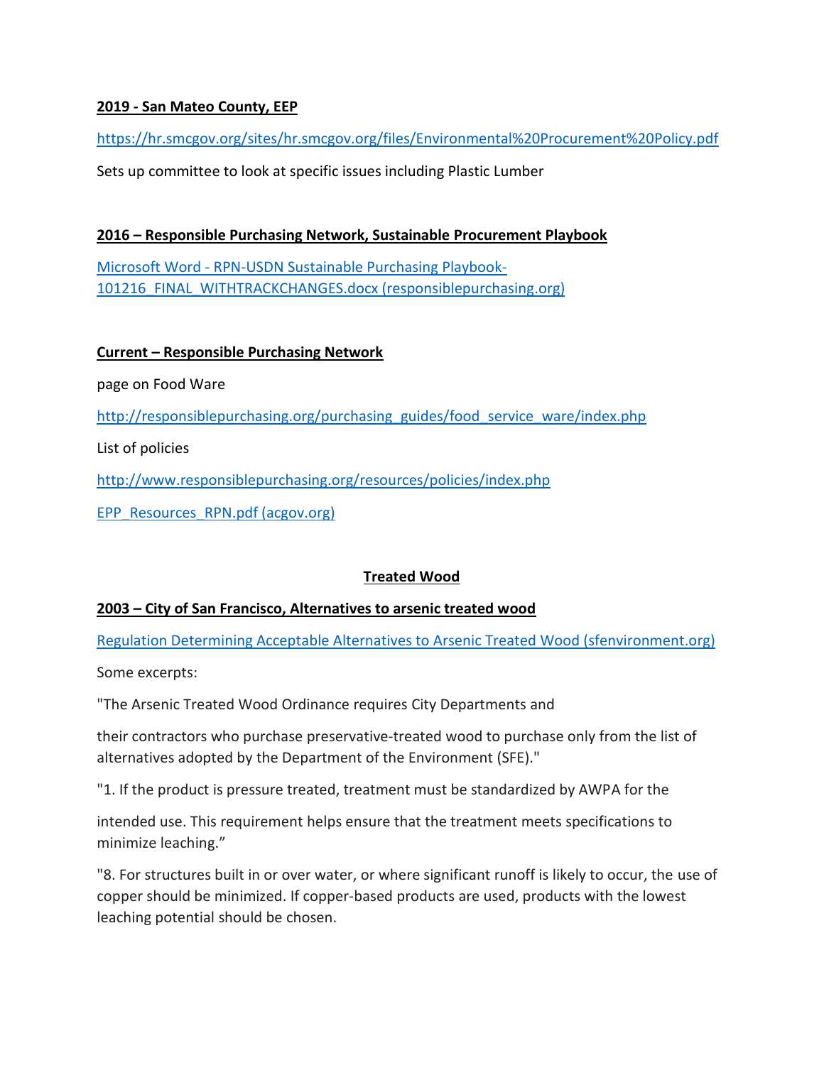**2019 - San Mateo County, EEP**

https://hr.smcgov.org/sites/hr.smcgov.org/files/Environmental%20Procurement%20Policy.pdf

Sets up committee to look at specific issues including Plastic Lumber

**2016 – Responsible Purchasing Network, Sustainable Procurement Playbook**

Microsoft Word - RPN-USDN Sustainable Purchasing Playbook-101216_FINAL_WITHTRACKCHANGES.docx (responsiblepurchasing.org)

**Current – Responsible Purchasing Network**

page on Food Ware

http://responsiblepurchasing.org/purchasing_guides/food_service_ware/index.php

List of policies

http://www.responsiblepurchasing.org/resources/policies/index.php

EPP_Resources_RPN.pdf (acgov.org)

## Treated Wood

**2003 – City of San Francisco, Alternatives to arsenic treated wood**

Regulation Determining Acceptable Alternatives to Arsenic Treated Wood (sfenvironment.org)

Some excerpts:

"The Arsenic Treated Wood Ordinance requires City Departments and their contractors who purchase preservative-treated wood to purchase only from the list of alternatives adopted by the Department of the Environment (SFE)."

"1. If the product is pressure treated, treatment must be standardized by AWPA for the intended use. This requirement helps ensure that the treatment meets specifications to minimize leaching."

"8. For structures built in or over water, or where significant runoff is likely to occur, the use of copper should be minimized. If copper-based products are used, products with the lowest leaching potential should be chosen.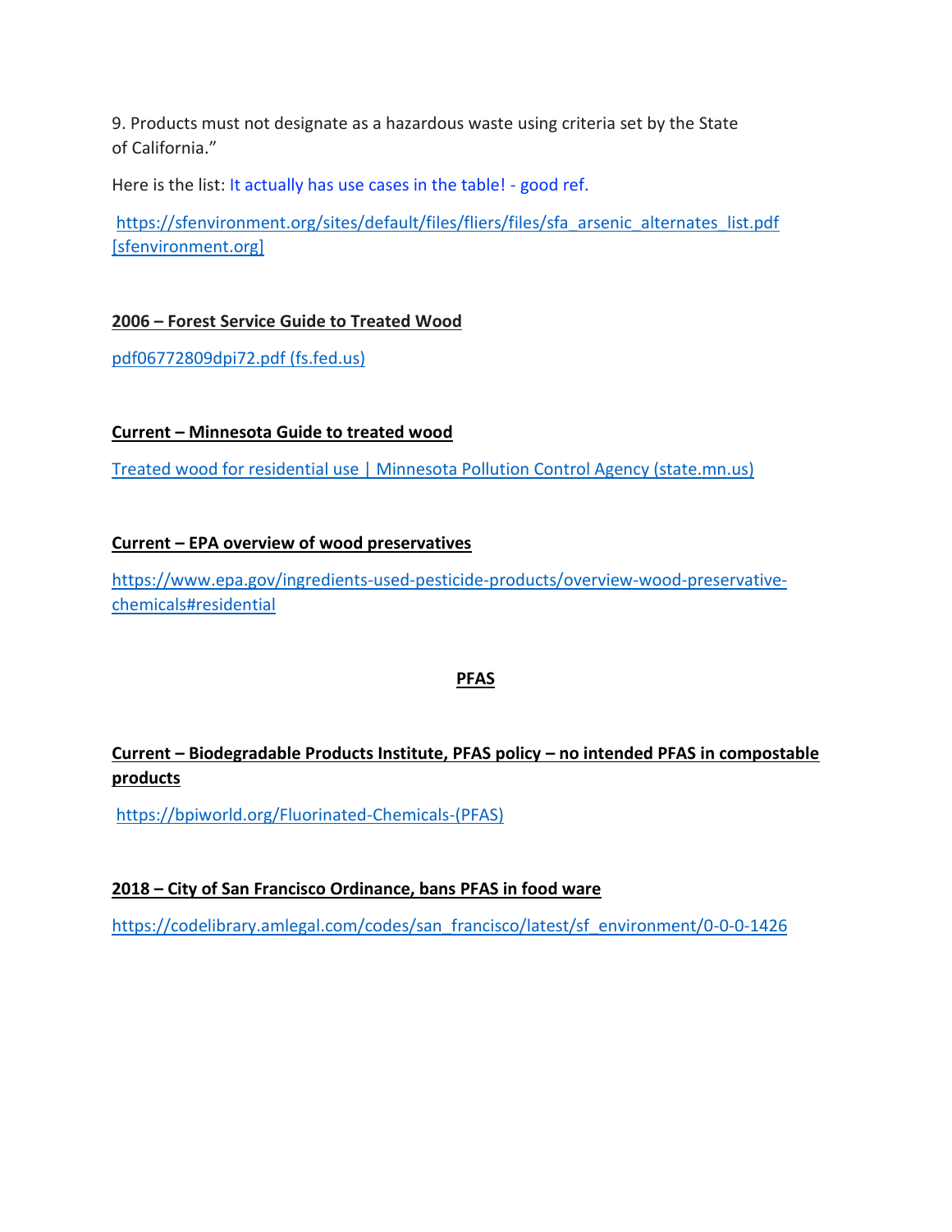9. Products must not designate as a hazardous waste using criteria set by the State of California."

Here is the list: It actually has use cases in the table! - good ref.

https://sfenvironment.org/sites/default/files/fliers/files/sfa_arsenic_alternates_list.pdf [sfenvironment.org]

**2006 – Forest Service Guide to Treated Wood**

pdf06772809dpi72.pdf (fs.fed.us)

**Current – Minnesota Guide to treated wood**

Treated wood for residential use | Minnesota Pollution Control Agency (state.mn.us)

**Current – EPA overview of wood preservatives**

https://www.epa.gov/ingredients-used-pesticide-products/overview-wood-preservative-chemicals#residential

## PFAS

**Current – Biodegradable Products Institute, PFAS policy – no intended PFAS in compostable products**

https://bpiworld.org/Fluorinated-Chemicals-(PFAS)

**2018 – City of San Francisco Ordinance, bans PFAS in food ware**

https://codelibrary.amlegal.com/codes/san_francisco/latest/sf_environment/0-0-0-1426